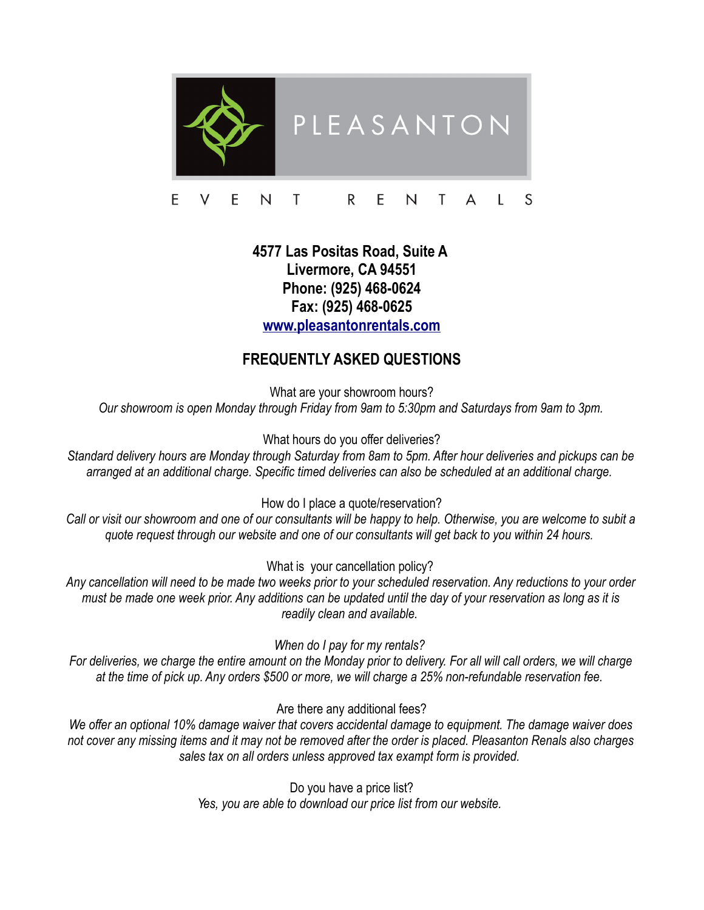PLEASANTON

EVENT RENTALS

**4577 Las Positas Road, Suite A**
**Livermore, CA 94551**
**Phone: (925) 468-0624**
**Fax: (925) 468-0625**
**[www.pleasantonrentals.com](http://www.pleasantonrentals.com)**

## FREQUENTLY ASKED QUESTIONS

What are your showroom hours?
*Our showroom is open Monday through Friday from 9am to 5:30pm and Saturdays from 9am to 3pm.*

What hours do you offer deliveries?
*Standard delivery hours are Monday through Saturday from 8am to 5pm. After hour deliveries and pickups can be arranged at an additional charge. Specific timed deliveries can also be scheduled at an additional charge.*

How do I place a quote/reservation?
*Call or visit our showroom and one of our consultants will be happy to help. Otherwise, you are welcome to subit a quote request through our website and one of our consultants will get back to you within 24 hours.*

What is your cancellation policy?
*Any cancellation will need to be made two weeks prior to your scheduled reservation. Any reductions to your order must be made one week prior. Any additions can be updated until the day of your reservation as long as it is readily clean and available.*

*When do I pay for my rentals?*
*For deliveries, we charge the entire amount on the Monday prior to delivery. For all will call orders, we will charge at the time of pick up. Any orders $500 or more, we will charge a 25% non-refundable reservation fee.*

Are there any additional fees?
*We offer an optional 10% damage waiver that covers accidental damage to equipment. The damage waiver does not cover any missing items and it may not be removed after the order is placed. Pleasanton Renals also charges sales tax on all orders unless approved tax exampt form is provided.*

Do you have a price list?
*Yes, you are able to download our price list from our website.*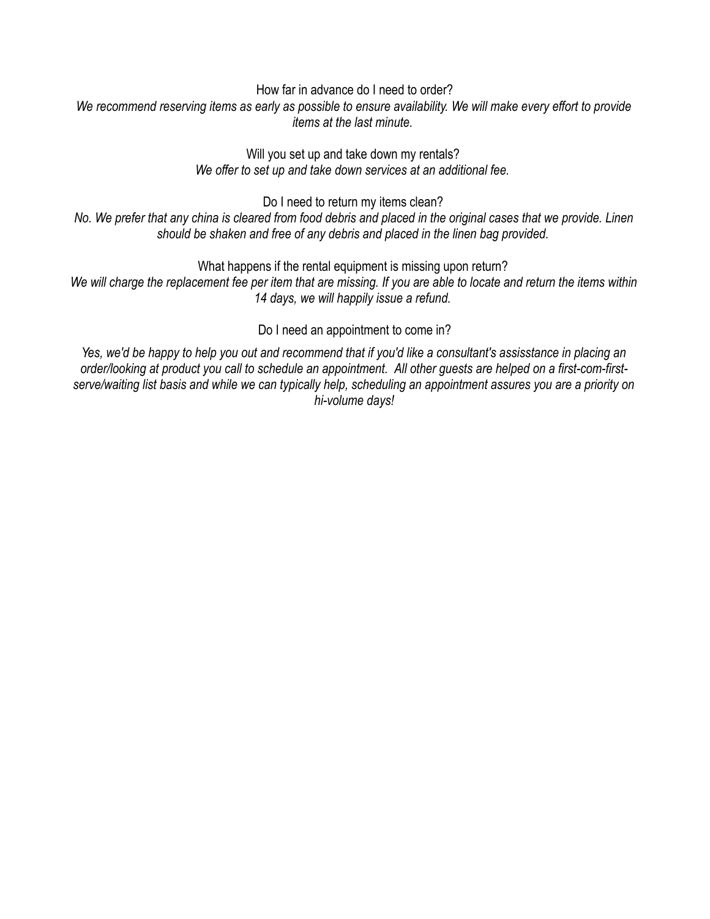How far in advance do I need to order?

*We recommend reserving items as early as possible to ensure availability. We will make every effort to provide items at the last minute.*

Will you set up and take down my rentals?

*We offer to set up and take down services at an additional fee.*

Do I need to return my items clean?

*No. We prefer that any china is cleared from food debris and placed in the original cases that we provide. Linen should be shaken and free of any debris and placed in the linen bag provided.*

What happens if the rental equipment is missing upon return?

*We will charge the replacement fee per item that are missing. If you are able to locate and return the items within 14 days, we will happily issue a refund.*

Do I need an appointment to come in?

*Yes, we'd be happy to help you out and recommend that if you'd like a consultant's assisstance in placing an order/looking at product you call to schedule an appointment.  All other guests are helped on a first-com-first-serve/waiting list basis and while we can typically help, scheduling an appointment assures you are a priority on hi-volume days!*